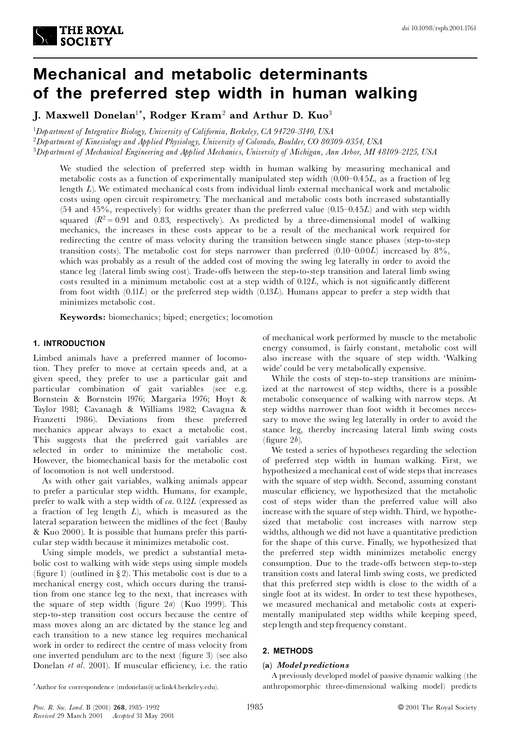# Mechanical and metabolic determinants of the preferred step width in human walking

**J. Maxwell Donelan[1*], Rodger Kram[2] and Arthur D. Kuo[3]**

[1]*Department of Integrative Biology, University of California, Berkeley, CA 94720–3140, USA*
[2]*Department of Kinesiology and Applied Physiology, University of Colorado, Boulder, CO 80309–0354, USA*
[3]*Department of Mechanical Engineering and Applied Mechanics, University of Michigan, Ann Arbor, MI 48109–2125, USA*

We studied the selection of preferred step width in human walking by measuring mechanical and metabolic costs as a function of experimentally manipulated step width (0.00–0.45$L$, as a fraction of leg length $L$). We estimated mechanical costs from individual limb external mechanical work and metabolic costs using open circuit respirometry. The mechanical and metabolic costs both increased substantially (54 and 45%, respectively) for widths greater than the preferred value (0.15–0.45$L$) and with step width squared ($R^2 = 0.91$ and 0.83, respectively). As predicted by a three-dimensional model of walking mechanics, the increases in these costs appear to be a result of the mechanical work required for redirecting the centre of mass velocity during the transition between single stance phases (step-to-step transition costs). The metabolic cost for steps narrower than preferred (0.10–0.00$L$) increased by 8%, which was probably as a result of the added cost of moving the swing leg laterally in order to avoid the stance leg (lateral limb swing cost). Trade-offs between the step-to-step transition and lateral limb swing costs resulted in a minimum metabolic cost at a step width of 0.12$L$, which is not significantly different from foot width (0.11$L$) or the preferred step width (0.13$L$). Humans appear to prefer a step width that minimizes metabolic cost.

**Keywords:** biomechanics; biped; energetics; locomotion

## 1. INTRODUCTION

Limbed animals have a preferred manner of locomotion. They prefer to move at certain speeds and, at a given speed, they prefer to use a particular gait and particular combination of gait variables (see e.g. Bornstein & Bornstein 1976; Margaria 1976; Hoyt & Taylor 1981; Cavanagh & Williams 1982; Cavagna & Franzetti 1986). Deviations from these preferred mechanics appear always to exact a metabolic cost. This suggests that the preferred gait variables are selected in order to minimize the metabolic cost. However, the biomechanical basis for the metabolic cost of locomotion is not well understood.

As with other gait variables, walking animals appear to prefer a particular step width. Humans, for example, prefer to walk with a step width of *ca.* 0.12$L$ (expressed as a fraction of leg length $L$), which is measured as the lateral separation between the midlines of the feet (Bauby & Kuo 2000). It is possible that humans prefer this particular step width because it minimizes metabolic cost.

Using simple models, we predict a substantial metabolic cost to walking with wide steps using simple models (figure 1) (outlined in § 2). This metabolic cost is due to a mechanical energy cost, which occurs during the transition from one stance leg to the next, that increases with the square of step width (figure 2*a*) (Kuo 1999). This step-to-step transition cost occurs because the centre of mass moves along an arc dictated by the stance leg and each transition to a new stance leg requires mechanical work in order to redirect the centre of mass velocity from one inverted pendulum arc to the next (figure 3) (see also Donelan *et al.* 2001). If muscular efficiency, i.e. the ratio of mechanical work performed by muscle to the metabolic energy consumed, is fairly constant, metabolic cost will also increase with the square of step width. 'Walking wide' could be very metabolically expensive.

While the costs of step-to-step transitions are minimized at the narrowest of step widths, there is a possible metabolic consequence of walking with narrow steps. At step widths narrower than foot width it becomes necessary to move the swing leg laterally in order to avoid the stance leg, thereby increasing lateral limb swing costs (figure 2*b*).

We tested a series of hypotheses regarding the selection of preferred step width in human walking. First, we hypothesized a mechanical cost of wide steps that increases with the square of step width. Second, assuming constant muscular efficiency, we hypothesized that the metabolic cost of steps wider than the preferred value will also increase with the square of step width. Third, we hypothesized that metabolic cost increases with narrow step widths, although we did not have a quantitative prediction for the shape of this curve. Finally, we hypothesized that the preferred step width minimizes metabolic energy consumption. Due to the trade-offs between step-to-step transition costs and lateral limb swing costs, we predicted that this preferred step width is close to the width of a single foot at its widest. In order to test these hypotheses, we measured mechanical and metabolic costs at experimentally manipulated step widths while keeping speed, step length and step frequency constant.

## 2. METHODS

### (a) *Model predictions*

A previously developed model of passive dynamic walking (the anthropomorphic three-dimensional walking model) predicts

*Author for correspondence (mdonelan@uclink4.berkeley.edu).

*Received* 29 March 2001 *Accepted* 31 May 2001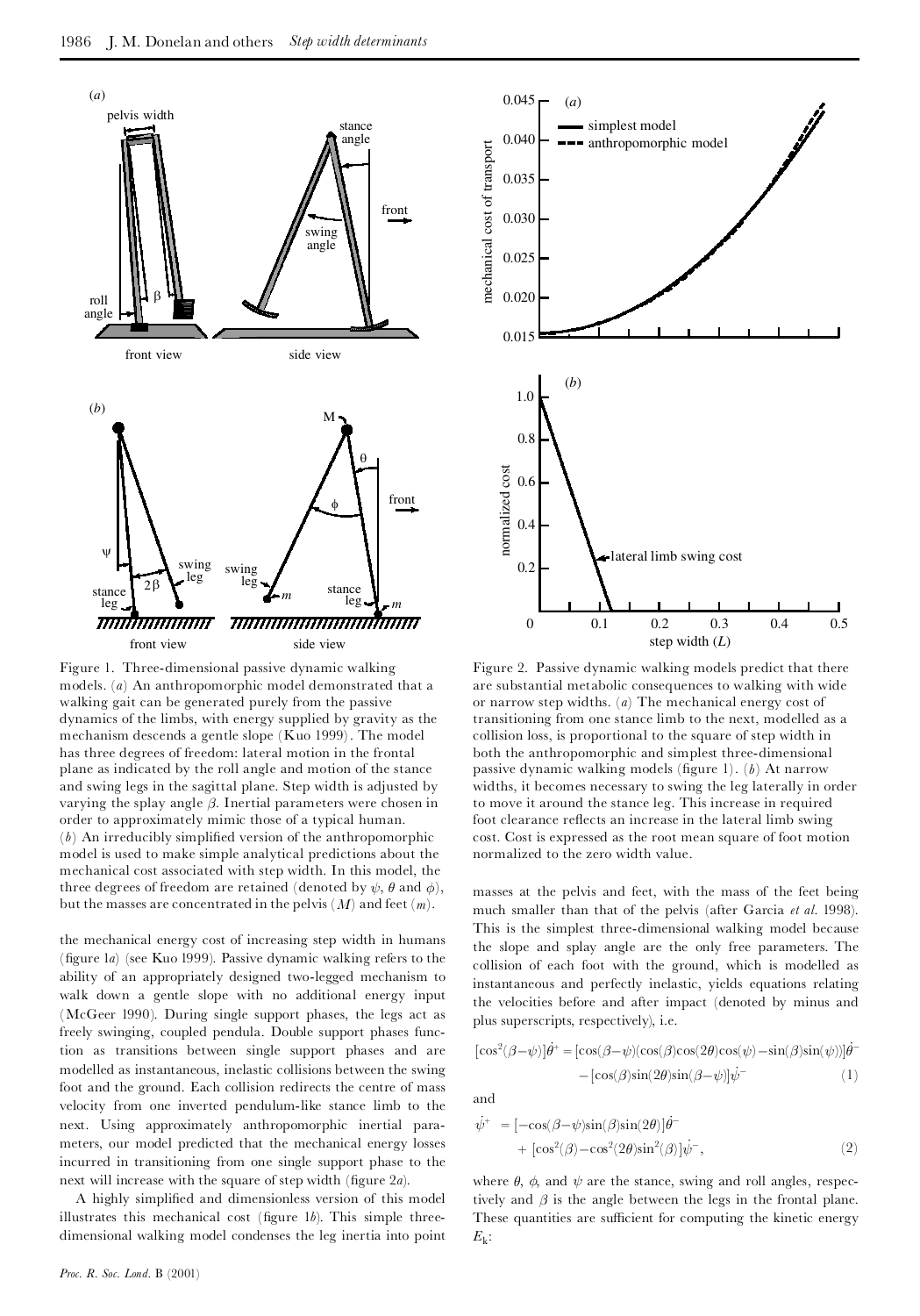Figure 1. Three-dimensional passive dynamic walking models. (*a*) An anthropomorphic model demonstrated that a walking gait can be generated purely from the passive dynamics of the limbs, with energy supplied by gravity as the mechanism descends a gentle slope (Kuo 1999). The model has three degrees of freedom: lateral motion in the frontal plane as indicated by the roll angle and motion of the stance and swing legs in the sagittal plane. Step width is adjusted by varying the splay angle $\beta$. Inertial parameters were chosen in order to approximately mimic those of a typical human. (*b*) An irreducibly simplified version of the anthropomorphic model is used to make simple analytical predictions about the mechanical cost associated with step width. In this model, the three degrees of freedom are retained (denoted by $\psi$, $\theta$ and $\phi$), but the masses are concentrated in the pelvis ($M$) and feet ($m$).

Figure 2. Passive dynamic walking models predict that there are substantial metabolic consequences to walking with wide or narrow step widths. (*a*) The mechanical energy cost of transitioning from one stance limb to the next, modelled as a collision loss, is proportional to the square of step width in both the anthropomorphic and simplest three-dimensional passive dynamic walking models (figure 1). (*b*) At narrow widths, it becomes necessary to swing the leg laterally in order to move it around the stance leg. This increase in required foot clearance reflects an increase in the lateral limb swing cost. Cost is expressed as the root mean square of foot motion normalized to the zero width value.

the mechanical energy cost of increasing step width in humans (figure 1*a*) (see Kuo 1999). Passive dynamic walking refers to the ability of an appropriately designed two-legged mechanism to walk down a gentle slope with no additional energy input (McGeer 1990). During single support phases, the legs act as freely swinging, coupled pendula. Double support phases function as transitions between single support phases and are modelled as instantaneous, inelastic collisions between the swing foot and the ground. Each collision redirects the centre of mass velocity from one inverted pendulum-like stance limb to the next. Using approximately anthropomorphic inertial parameters, our model predicted that the mechanical energy losses incurred in transitioning from one single support phase to the next will increase with the square of step width (figure 2*a*).

A highly simplified and dimensionless version of this model illustrates this mechanical cost (figure 1*b*). This simple three-dimensional walking model condenses the leg inertia into point masses at the pelvis and feet, with the mass of the feet being much smaller than that of the pelvis (after Garcia *et al.* 1998). This is the simplest three-dimensional walking model because the slope and splay angle are the only free parameters. The collision of each foot with the ground, which is modelled as instantaneous and perfectly inelastic, yields equations relating the velocities before and after impact (denoted by minus and plus superscripts, respectively), i.e.

$$[\cos^2(\beta-\psi)]\dot{\theta}^+ = [\cos(\beta-\psi)(\cos(\beta)\cos(2\theta)\cos(\psi)-\sin(\beta)\sin(\psi))]\dot{\theta}^- - [\cos(\beta)\sin(2\theta)\sin(\beta-\psi)]\dot{\psi}^- \quad (1)$$

and

$$\dot{\psi}^+ = [-\cos(\beta-\psi)\sin(\beta)\sin(2\theta)]\dot{\theta}^- + [\cos^2(\beta)-\cos^2(2\theta)\sin^2(\beta)]\dot{\psi}^-, \quad (2)$$

where $\theta$, $\phi$, and $\psi$ are the stance, swing and roll angles, respectively and $\beta$ is the angle between the legs in the frontal plane. These quantities are sufficient for computing the kinetic energy $E_k$: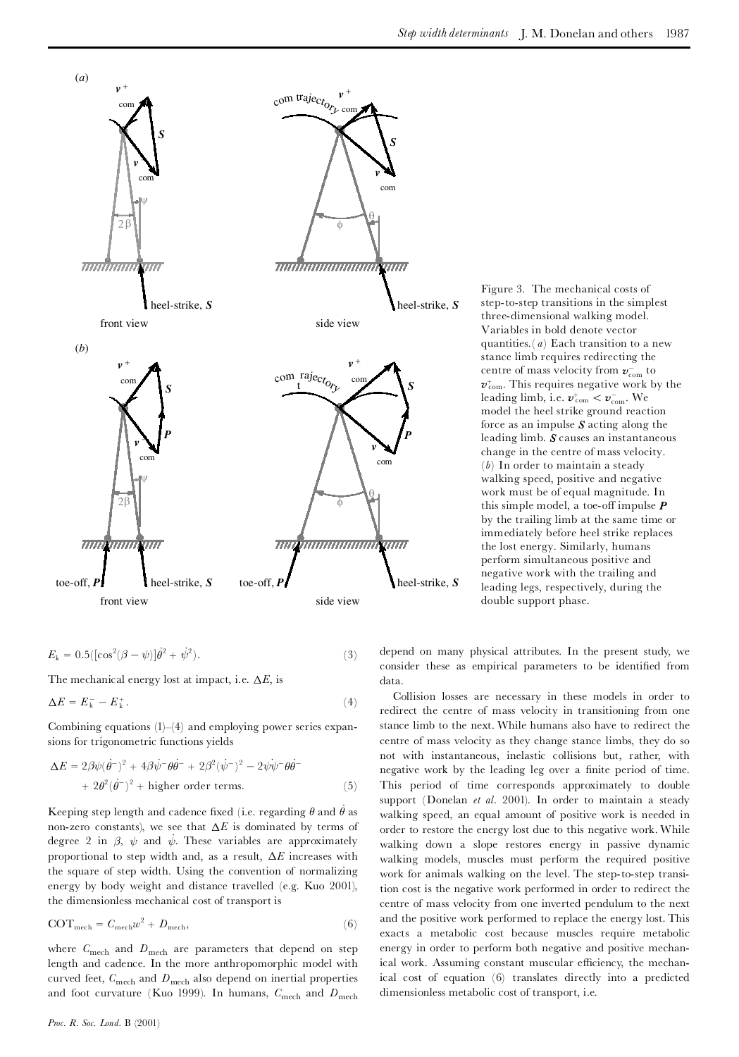Figure 3. The mechanical costs of step-to-step transitions in the simplest three-dimensional walking model. Variables in bold denote vector quantities. (*a*) Each transition to a new stance limb requires redirecting the centre of mass velocity from $\boldsymbol{v}^{-}_{\text{com}}$ to $\boldsymbol{v}^{+}_{\text{com}}$. This requires negative work by the leading limb, i.e. $\boldsymbol{v}^{+}_{\text{com}} < \boldsymbol{v}^{-}_{\text{com}}$. We model the heel strike ground reaction force as an impulse $\boldsymbol{S}$ acting along the leading limb. $\boldsymbol{S}$ causes an instantaneous change in the centre of mass velocity. (*b*) In order to maintain a steady walking speed, positive and negative work must be of equal magnitude. In this simple model, a toe-off impulse $\boldsymbol{P}$ by the trailing limb at the same time or immediately before heel strike replaces the lost energy. Similarly, humans perform simultaneous positive and negative work with the trailing and leading legs, respectively, during the double support phase.

$$E_{\text{k}} = 0.5([\cos^2(\beta - \psi)]\dot{\theta}^2 + \dot{\psi}^2). \tag{3}$$

The mechanical energy lost at impact, i.e. $\Delta E$, is

$$\Delta E = E^{-}_{\text{k}} - E^{+}_{\text{k}}. \tag{4}$$

Combining equations (1)–(4) and employing power series expansions for trigonometric functions yields

$$\Delta E = 2\beta\psi(\dot{\theta}^{-})^2 + 4\beta\dot{\psi}^{-}\theta\dot{\theta}^{-} + 2\beta^2(\dot{\psi}^{-})^2 - 2\psi\dot{\psi}^{-}\theta\dot{\theta}^{-} + 2\theta^2(\dot{\theta}^{-})^2 + \text{higher order terms.} \tag{5}$$

Keeping step length and cadence fixed (i.e. regarding $\theta$ and $\dot{\theta}$ as non-zero constants), we see that $\Delta E$ is dominated by terms of degree 2 in $\beta$, $\psi$ and $\dot{\psi}$. These variables are approximately proportional to step width and, as a result, $\Delta E$ increases with the square of step width. Using the convention of normalizing energy by body weight and distance travelled (e.g. Kuo 2001), the dimensionless mechanical cost of transport is

$$\text{COT}_{\text{mech}} = C_{\text{mech}}w^2 + D_{\text{mech}}, \tag{6}$$

where $C_{\text{mech}}$ and $D_{\text{mech}}$ are parameters that depend on step length and cadence. In the more anthropomorphic model with curved feet, $C_{\text{mech}}$ and $D_{\text{mech}}$ also depend on inertial properties and foot curvature (Kuo 1999). In humans, $C_{\text{mech}}$ and $D_{\text{mech}}$ depend on many physical attributes. In the present study, we consider these as empirical parameters to be identified from data.

Collision losses are necessary in these models in order to redirect the centre of mass velocity in transitioning from one stance limb to the next. While humans also have to redirect the centre of mass velocity as they change stance limbs, they do so not with instantaneous, inelastic collisions but, rather, with negative work by the leading leg over a finite period of time. This period of time corresponds approximately to double support (Donelan *et al*. 2001). In order to maintain a steady walking speed, an equal amount of positive work is needed in order to restore the energy lost due to this negative work. While walking down a slope restores energy in passive dynamic walking models, muscles must perform the required positive work for animals walking on the level. The step-to-step transition cost is the negative work performed in order to redirect the centre of mass velocity from one inverted pendulum to the next and the positive work performed to replace the energy lost. This exacts a metabolic cost because muscles require metabolic energy in order to perform both negative and positive mechanical work. Assuming constant muscular efficiency, the mechanical cost of equation (6) translates directly into a predicted dimensionless metabolic cost of transport, i.e.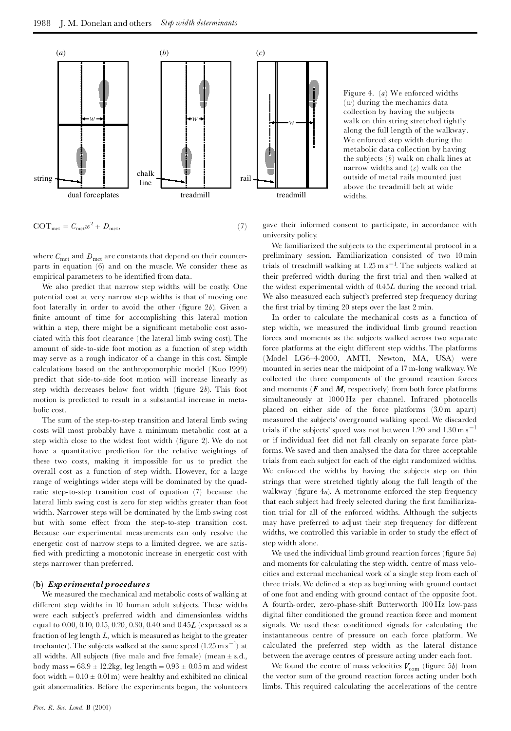Figure 4. (*a*) We enforced widths ($w$) during the mechanics data collection by having the subjects walk on thin string stretched tightly along the full length of the walkway. We enforced step width during the metabolic data collection by having the subjects (*b*) walk on chalk lines at narrow widths and (*c*) walk on the outside of metal rails mounted just above the treadmill belt at wide widths.

$$\mathrm{COT}_{\mathrm{met}} = C_{\mathrm{met}} w^2 + D_{\mathrm{met}}, \tag{7}$$

where $C_{\mathrm{met}}$ and $D_{\mathrm{met}}$ are constants that depend on their counterparts in equation (6) and on the muscle. We consider these as empirical parameters to be identified from data.

We also predict that narrow step widths will be costly. One potential cost at very narrow step widths is that of moving one foot laterally in order to avoid the other (figure 2*b*). Given a finite amount of time for accomplishing this lateral motion within a step, there might be a significant metabolic cost associated with this foot clearance (the lateral limb swing cost). The amount of side-to-side foot motion as a function of step width may serve as a rough indicator of a change in this cost. Simple calculations based on the anthropomorphic model (Kuo 1999) predict that side-to-side foot motion will increase linearly as step width decreases below foot width (figure 2*b*). This foot motion is predicted to result in a substantial increase in metabolic cost.

The sum of the step-to-step transition and lateral limb swing costs will most probably have a minimum metabolic cost at a step width close to the widest foot width (figure 2). We do not have a quantitative prediction for the relative weightings of these two costs, making it impossible for us to predict the overall cost as a function of step width. However, for a large range of weightings wider steps will be dominated by the quadratic step-to-step transition cost of equation (7) because the lateral limb swing cost is zero for step widths greater than foot width. Narrower steps will be dominated by the limb swing cost but with some effect from the step-to-step transition cost. Because our experimental measurements can only resolve the energetic cost of narrow steps to a limited degree, we are satisfied with predicting a monotonic increase in energetic cost with steps narrower than preferred.

### (b) *Experimental procedures*

We measured the mechanical and metabolic costs of walking at different step widths in 10 human adult subjects. These widths were each subject's preferred width and dimensionless widths equal to 0.00, 0.10, 0.15, 0.20, 0.30, 0.40 and $0.45L$ (expressed as a fraction of leg length $L$, which is measured as height to the greater trochanter). The subjects walked at the same speed ($1.25\,\mathrm{m\,s^{-1}}$) at all widths. All subjects (five male and five female) (mean ± s.d., body mass = $68.9 \pm 12.2$ kg, leg length = $0.93 \pm 0.05$ m and widest foot width = $0.10 \pm 0.01$ m) were healthy and exhibited no clinical gait abnormalities. Before the experiments began, the volunteers gave their informed consent to participate, in accordance with university policy.

We familiarized the subjects to the experimental protocol in a preliminary session. Familiarization consisted of two 10 min trials of treadmill walking at $1.25\,\mathrm{m\,s^{-1}}$. The subjects walked at their preferred width during the first trial and then walked at the widest experimental width of $0.45L$ during the second trial. We also measured each subject's preferred step frequency during the first trial by timing 20 steps over the last 2 min.

In order to calculate the mechanical costs as a function of step width, we measured the individual limb ground reaction forces and moments as the subjects walked across two separate force platforms at the eight different step widths. The platforms (Model LG6–4-2000, AMTI, Newton, MA, USA) were mounted in series near the midpoint of a 17 m-long walkway. We collected the three components of the ground reaction forces and moments ($\boldsymbol{F}$ and $\boldsymbol{M}$, respectively) from both force platforms simultaneously at 1000 Hz per channel. Infrared photocells placed on either side of the force platforms (3.0 m apart) measured the subjects' overground walking speed. We discarded trials if the subjects' speed was not between 1.20 and $1.30\,\mathrm{m\,s^{-1}}$ or if individual feet did not fall cleanly on separate force platforms. We saved and then analysed the data for three acceptable trials from each subject for each of the eight randomized widths. We enforced the widths by having the subjects step on thin strings that were stretched tightly along the full length of the walkway (figure 4*a*). A metronome enforced the step frequency that each subject had freely selected during the first familiarization trial for all of the enforced widths. Although the subjects may have preferred to adjust their step frequency for different widths, we controlled this variable in order to study the effect of step width alone.

We used the individual limb ground reaction forces (figure 5*a*) and moments for calculating the step width, centre of mass velocities and external mechanical work of a single step from each of three trials. We defined a step as beginning with ground contact of one foot and ending with ground contact of the opposite foot. A fourth-order, zero-phase-shift Butterworth 100 Hz low-pass digital filter conditioned the ground reaction force and moment signals. We used these conditioned signals for calculating the instantaneous centre of pressure on each force platform. We calculated the preferred step width as the lateral distance between the average centres of pressure acting under each foot.

We found the centre of mass velocities $\boldsymbol{V}_{\mathrm{com}}$ (figure 5*b*) from the vector sum of the ground reaction forces acting under both limbs. This required calculating the accelerations of the centre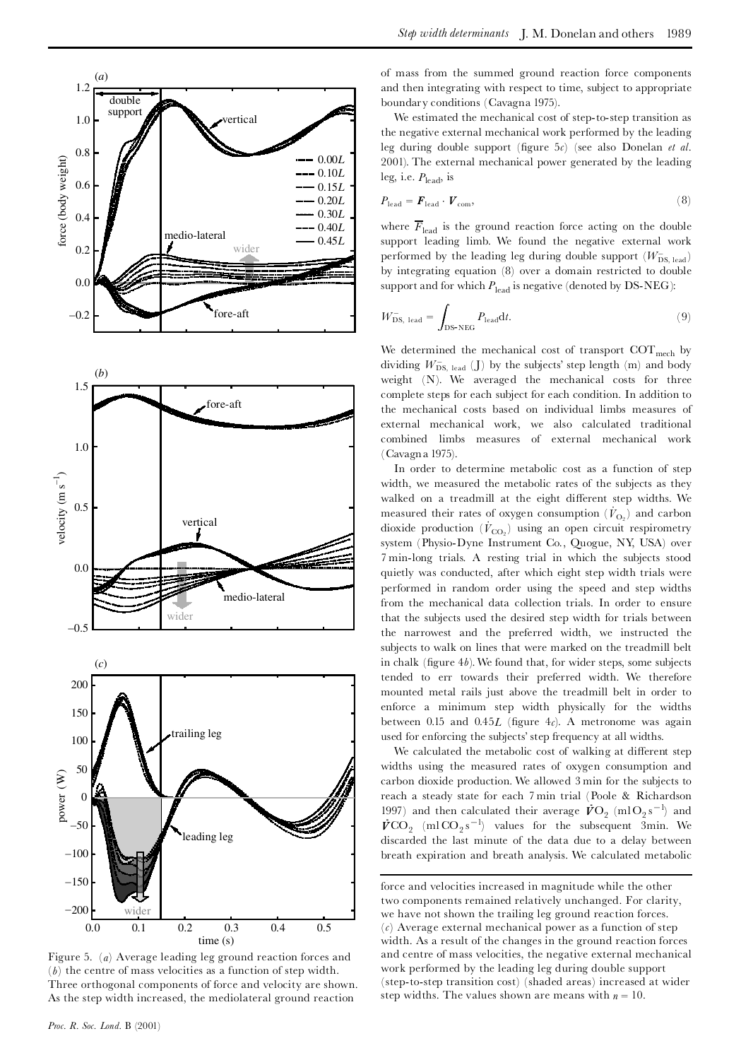of mass from the summed ground reaction force components and then integrating with respect to time, subject to appropriate boundary conditions (Cavagna 1975).

We estimated the mechanical cost of step-to-step transition as the negative external mechanical work performed by the leading leg during double support (figure 5*c*) (see also Donelan *et al*. 2001). The external mechanical power generated by the leading leg, i.e. $P_{\text{lead}}$, is

$$P_{\text{lead}} = \boldsymbol{F}_{\text{lead}} \cdot \boldsymbol{V}_{\text{com}}, \tag{8}$$

where $\overline{F}_{\text{lead}}$ is the ground reaction force acting on the double support leading limb. We found the negative external work performed by the leading leg during double support ($W^{-}_{\text{DS, lead}}$) by integrating equation (8) over a domain restricted to double support and for which $P_{\text{lead}}$ is negative (denoted by DS-NEG):

$$W^{-}_{\text{DS, lead}} = \int_{\text{DS-NEG}} P_{\text{lead}} \text{d}t. \tag{9}$$

We determined the mechanical cost of transport $\text{COT}_{\text{mech}}$ by dividing $W^{-}_{\text{DS, lead}}$ (J) by the subjects' step length (m) and body weight (N). We averaged the mechanical costs for three complete steps for each subject for each condition. In addition to the mechanical costs based on individual limbs measures of external mechanical work, we also calculated traditional combined limbs measures of external mechanical work (Cavagna 1975).

In order to determine metabolic cost as a function of step width, we measured the metabolic rates of the subjects as they walked on a treadmill at the eight different step widths. We measured their rates of oxygen consumption ($\dot{V}_{O_2}$) and carbon dioxide production ($\dot{V}_{CO_2}$) using an open circuit respirometry system (Physio-Dyne Instrument Co., Quogue, NY, USA) over 7 min-long trials. A resting trial in which the subjects stood quietly was conducted, after which eight step width trials were performed in random order using the speed and step widths from the mechanical data collection trials. In order to ensure that the subjects used the desired step width for trials between the narrowest and the preferred width, we instructed the subjects to walk on lines that were marked on the treadmill belt in chalk (figure 4*b*). We found that, for wider steps, some subjects tended to err towards their preferred width. We therefore mounted metal rails just above the treadmill belt in order to enforce a minimum step width physically for the widths between 0.15 and $0.45L$ (figure 4*c*). A metronome was again used for enforcing the subjects' step frequency at all widths.

We calculated the metabolic cost of walking at different step widths using the measured rates of oxygen consumption and carbon dioxide production. We allowed 3 min for the subjects to reach a steady state for each 7 min trial (Poole & Richardson 1997) and then calculated their average $\dot{\boldsymbol{V}}O_2$ ($\text{ml}\,O_2\,\text{s}^{-1}$) and $\dot{\boldsymbol{V}}CO_2$ ($\text{ml}\,CO_2\,\text{s}^{-1}$) values for the subsequent 3 min. We discarded the last minute of the data due to a delay between breath expiration and breath analysis. We calculated metabolic

Figure 5. (*a*) Average leading leg ground reaction forces and (*b*) the centre of mass velocities as a function of step width. Three orthogonal components of force and velocity are shown. As the step width increased, the mediolateral ground reaction force and velocities increased in magnitude while the other two components remained relatively unchanged. For clarity, we have not shown the trailing leg ground reaction forces. (*c*) Average external mechanical power as a function of step width. As a result of the changes in the ground reaction forces and centre of mass velocities, the negative external mechanical work performed by the leading leg during double support (step-to-step transition cost) (shaded areas) increased at wider step widths. The values shown are means with $n = 10$.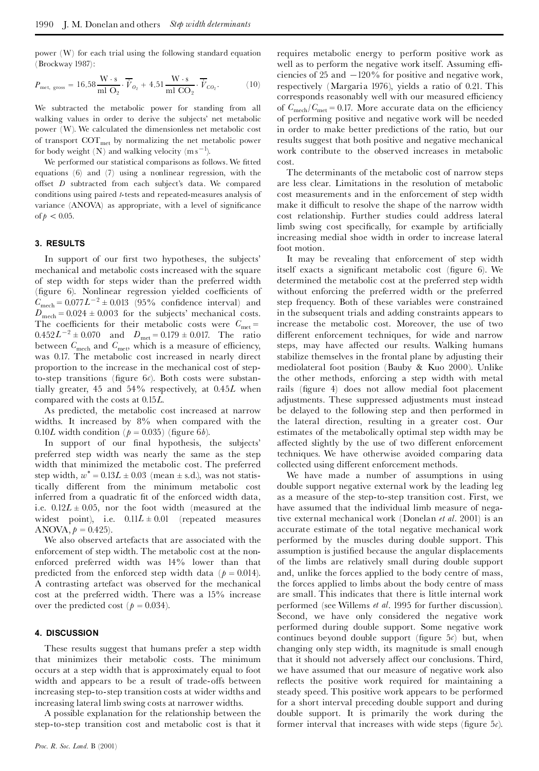power (W) for each trial using the following standard equation (Brockway 1987):

$$P_{\text{met, gross}} = 16.58\frac{\text{W}\cdot\text{s}}{\text{ml O}_2}\cdot\overline{\dot{V}}_{O_2} + 4.51\frac{\text{W}\cdot\text{s}}{\text{ml CO}_2}\cdot\overline{\dot{V}}_{CO_2}. \tag{10}$$

We subtracted the metabolic power for standing from all walking values in order to derive the subjects' net metabolic power (W). We calculated the dimensionless net metabolic cost of transport $\text{COT}_{\text{met}}$ by normalizing the net metabolic power for body weight (N) and walking velocity ($\text{m s}^{-1}$).

We performed our statistical comparisons as follows. We fitted equations (6) and (7) using a nonlinear regression, with the offset $D$ subtracted from each subject's data. We compared conditions using paired $t$-tests and repeated-measures analysis of variance (ANOVA) as appropriate, with a level of significance of $p < 0.05$.

## 3. RESULTS

In support of our first two hypotheses, the subjects' mechanical and metabolic costs increased with the square of step width for steps wider than the preferred width (figure 6). Nonlinear regression yielded coefficients of $C_{\text{mech}} = 0.077L^{-2} \pm 0.013$ (95% confidence interval) and $D_{\text{mech}} = 0.024 \pm 0.003$ for the subjects' mechanical costs. The coefficients for their metabolic costs were $C_{\text{met}} = 0.452L^{-2} \pm 0.070$ and $D_{\text{met}} = 0.179 \pm 0.017$. The ratio between $C_{\text{mech}}$ and $C_{\text{met}}$, which is a measure of efficiency, was 0.17. The metabolic cost increased in nearly direct proportion to the increase in the mechanical cost of step-to-step transitions (figure 6$c$). Both costs were substantially greater, 45 and 54% respectively, at $0.45L$ when compared with the costs at $0.15L$.

As predicted, the metabolic cost increased at narrow widths. It increased by 8% when compared with the $0.10L$ width condition ($p = 0.035$) (figure 6$b$).

In support of our final hypothesis, the subjects' preferred step width was nearly the same as the step width that minimized the metabolic cost. The preferred step width, $w^* = 0.13L \pm 0.03$ (mean ± s.d.), was not statistically different from the minimum metabolic cost inferred from a quadratic fit of the enforced width data, i.e. $0.12L \pm 0.05$, nor the foot width (measured at the widest point), i.e. $0.11L \pm 0.01$ (repeated measures ANOVA, $p = 0.425$).

We also observed artefacts that are associated with the enforcement of step width. The metabolic cost at the non-enforced preferred width was 14% lower than that predicted from the enforced step width data ($p = 0.014$). A contrasting artefact was observed for the mechanical cost at the preferred width. There was a 15% increase over the predicted cost ($p = 0.034$).

## 4. DISCUSSION

These results suggest that humans prefer a step width that minimizes their metabolic costs. The minimum occurs at a step width that is approximately equal to foot width and appears to be a result of trade-offs between increasing step-to-step transition costs at wider widths and increasing lateral limb swing costs at narrower widths.

A possible explanation for the relationship between the step-to-step transition cost and metabolic cost is that it requires metabolic energy to perform positive work as well as to perform the negative work itself. Assuming efficiencies of 25 and −120% for positive and negative work, respectively (Margaria 1976), yields a ratio of 0.21. This corresponds reasonably well with our measured efficiency of $C_{\text{mech}}/C_{\text{met}} = 0.17$. More accurate data on the efficiency of performing positive and negative work will be needed in order to make better predictions of the ratio, but our results suggest that both positive and negative mechanical work contribute to the observed increases in metabolic cost.

The determinants of the metabolic cost of narrow steps are less clear. Limitations in the resolution of metabolic cost measurements and in the enforcement of step width make it difficult to resolve the shape of the narrow width cost relationship. Further studies could address lateral limb swing cost specifically, for example by artificially increasing medial shoe width in order to increase lateral foot motion.

It may be revealing that enforcement of step width itself exacts a significant metabolic cost (figure 6). We determined the metabolic cost at the preferred step width without enforcing the preferred width or the preferred step frequency. Both of these variables were constrained in the subsequent trials and adding constraints appears to increase the metabolic cost. Moreover, the use of two different enforcement techniques, for wide and narrow steps, may have affected our results. Walking humans stabilize themselves in the frontal plane by adjusting their mediolateral foot position (Bauby & Kuo 2000). Unlike the other methods, enforcing a step width with metal rails (figure 4) does not allow medial foot placement adjustments. These suppressed adjustments must instead be delayed to the following step and then performed in the lateral direction, resulting in a greater cost. Our estimates of the metabolically optimal step width may be affected slightly by the use of two different enforcement techniques. We have otherwise avoided comparing data collected using different enforcement methods.

We have made a number of assumptions in using double support negative external work by the leading leg as a measure of the step-to-step transition cost. First, we have assumed that the individual limb measure of negative external mechanical work (Donelan *et al.* 2001) is an accurate estimate of the total negative mechanical work performed by the muscles during double support. This assumption is justified because the angular displacements of the limbs are relatively small during double support and, unlike the forces applied to the body centre of mass, the forces applied to limbs about the body centre of mass are small. This indicates that there is little internal work performed (see Willems *et al.* 1995 for further discussion). Second, we have only considered the negative work performed during double support. Some negative work continues beyond double support (figure 5$c$) but, when changing only step width, its magnitude is small enough that it should not adversely affect our conclusions. Third, we have assumed that our measure of negative work also reflects the positive work required for maintaining a steady speed. This positive work appears to be performed for a short interval preceding double support and during double support. It is primarily the work during the former interval that increases with wide steps (figure 5$c$).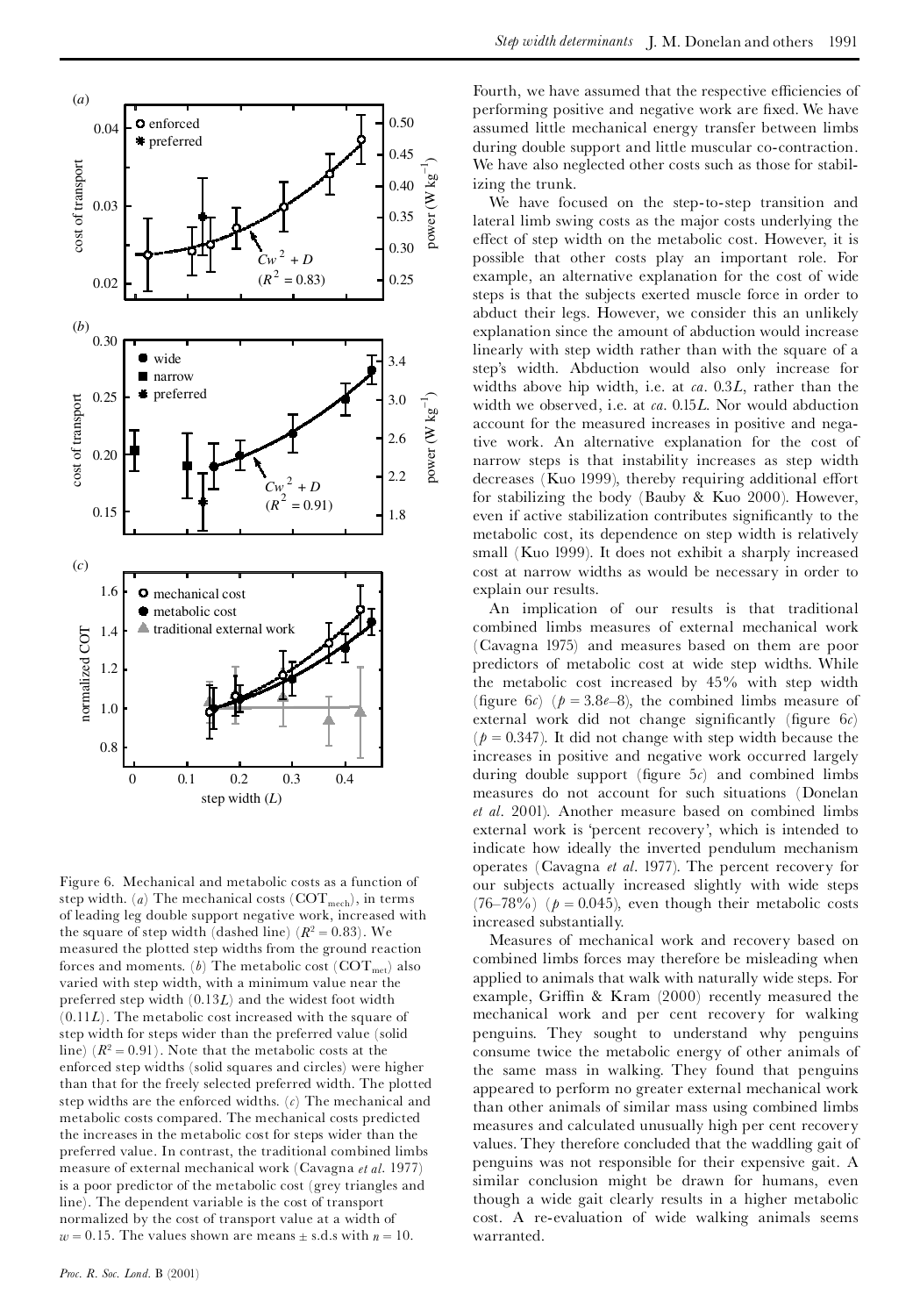Figure 6. Mechanical and metabolic costs as a function of step width. (*a*) The mechanical costs ($COT_{mech}$), in terms of leading leg double support negative work, increased with the square of step width (dashed line) ($R^2 = 0.83$). We measured the plotted step widths from the ground reaction forces and moments. (*b*) The metabolic cost ($COT_{met}$) also varied with step width, with a minimum value near the preferred step width ($0.13L$) and the widest foot width ($0.11L$). The metabolic cost increased with the square of step width for steps wider than the preferred value (solid line) ($R^2 = 0.91$). Note that the metabolic costs at the enforced step widths (solid squares and circles) were higher than that for the freely selected preferred width. The plotted step widths are the enforced widths. (*c*) The mechanical and metabolic costs compared. The mechanical costs predicted the increases in the metabolic cost for steps wider than the preferred value. In contrast, the traditional combined limbs measure of external mechanical work (Cavagna *et al*. 1977) is a poor predictor of the metabolic cost (grey triangles and line). The dependent variable is the cost of transport normalized by the cost of transport value at a width of $w = 0.15$. The values shown are means ± s.d.s with $n = 10$.

Fourth, we have assumed that the respective efficiencies of performing positive and negative work are fixed. We have assumed little mechanical energy transfer between limbs during double support and little muscular co-contraction. We have also neglected other costs such as those for stabilizing the trunk.

We have focused on the step-to-step transition and lateral limb swing costs as the major costs underlying the effect of step width on the metabolic cost. However, it is possible that other costs play an important role. For example, an alternative explanation for the cost of wide steps is that the subjects exerted muscle force in order to abduct their legs. However, we consider this an unlikely explanation since the amount of abduction would increase linearly with step width rather than with the square of a step's width. Abduction would also only increase for widths above hip width, i.e. at *ca*. $0.3L$, rather than the width we observed, i.e. at *ca*. $0.15L$. Nor would abduction account for the measured increases in positive and negative work. An alternative explanation for the cost of narrow steps is that instability increases as step width decreases (Kuo 1999), thereby requiring additional effort for stabilizing the body (Bauby & Kuo 2000). However, even if active stabilization contributes significantly to the metabolic cost, its dependence on step width is relatively small (Kuo 1999). It does not exhibit a sharply increased cost at narrow widths as would be necessary in order to explain our results.

An implication of our results is that traditional combined limbs measures of external mechanical work (Cavagna 1975) and measures based on them are poor predictors of metabolic cost at wide step widths. While the metabolic cost increased by 45% with step width (figure 6*c*) ($p = 3.8e{-}8$), the combined limbs measure of external work did not change significantly (figure 6*c*) ($p = 0.347$). It did not change with step width because the increases in positive and negative work occurred largely during double support (figure 5*c*) and combined limbs measures do not account for such situations (Donelan *et al*. 2001). Another measure based on combined limbs external work is 'percent recovery', which is intended to indicate how ideally the inverted pendulum mechanism operates (Cavagna *et al*. 1977). The percent recovery for our subjects actually increased slightly with wide steps (76–78%) ($p = 0.045$), even though their metabolic costs increased substantially.

Measures of mechanical work and recovery based on combined limbs forces may therefore be misleading when applied to animals that walk with naturally wide steps. For example, Griffin & Kram (2000) recently measured the mechanical work and per cent recovery for walking penguins. They sought to understand why penguins consume twice the metabolic energy of other animals of the same mass in walking. They found that penguins appeared to perform no greater external mechanical work than other animals of similar mass using combined limbs measures and calculated unusually high per cent recovery values. They therefore concluded that the waddling gait of penguins was not responsible for their expensive gait. A similar conclusion might be drawn for humans, even though a wide gait clearly results in a higher metabolic cost. A re-evaluation of wide walking animals seems warranted.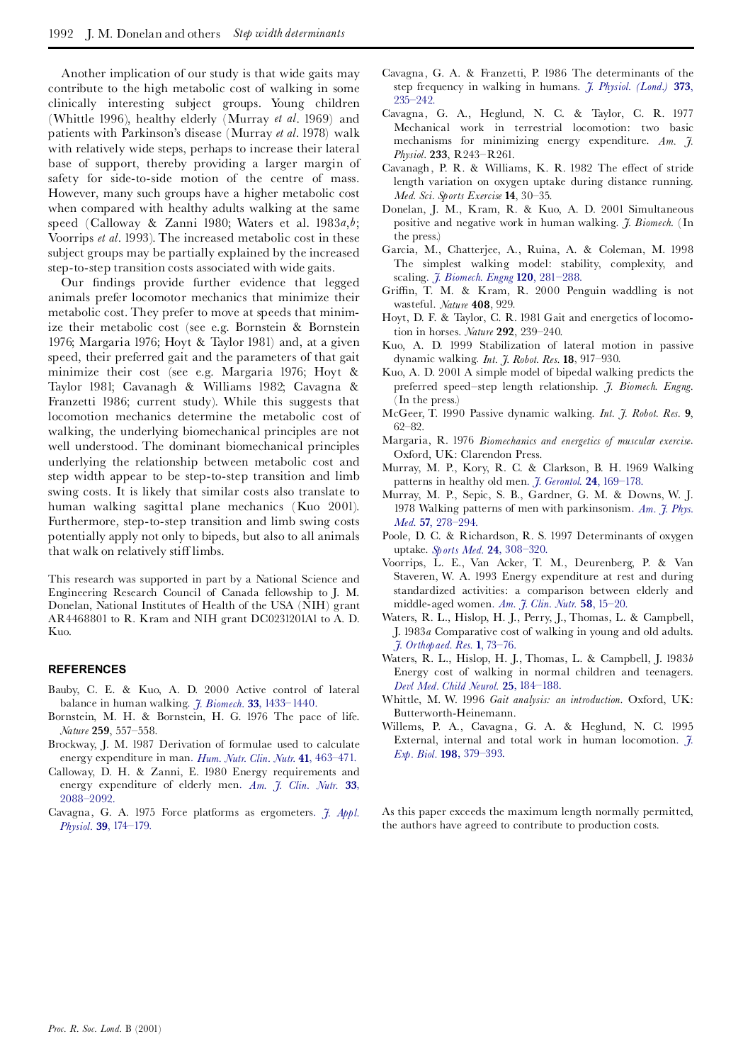Another implication of our study is that wide gaits may contribute to the high metabolic cost of walking in some clinically interesting subject groups. Young children (Whittle 1996), healthy elderly (Murray *et al*. 1969) and patients with Parkinson's disease (Murray *et al*. 1978) walk with relatively wide steps, perhaps to increase their lateral base of support, thereby providing a larger margin of safety for side-to-side motion of the centre of mass. However, many such groups have a higher metabolic cost when compared with healthy adults walking at the same speed (Calloway & Zanni 1980; Waters et al. 1983*a*,*b*; Voorrips *et al*. 1993). The increased metabolic cost in these subject groups may be partially explained by the increased step-to-step transition costs associated with wide gaits.

Our findings provide further evidence that legged animals prefer locomotor mechanics that minimize their metabolic cost. They prefer to move at speeds that minimize their metabolic cost (see e.g. Bornstein & Bornstein 1976; Margaria 1976; Hoyt & Taylor 1981) and, at a given speed, their preferred gait and the parameters of that gait minimize their cost (see e.g. Margaria 1976; Hoyt & Taylor 1981; Cavanagh & Williams 1982; Cavagna & Franzetti 1986; current study). While this suggests that locomotion mechanics determine the metabolic cost of walking, the underlying biomechanical principles are not well understood. The dominant biomechanical principles underlying the relationship between metabolic cost and step width appear to be step-to-step transition and limb swing costs. It is likely that similar costs also translate to human walking sagittal plane mechanics (Kuo 2001). Furthermore, step-to-step transition and limb swing costs potentially apply not only to bipeds, but also to all animals that walk on relatively stiff limbs.

This research was supported in part by a National Science and Engineering Research Council of Canada fellowship to J. M. Donelan, National Institutes of Health of the USA (NIH) grant AR4468801 to R. Kram and NIH grant DC0231201A1 to A. D. Kuo.

## REFERENCES

Bauby, C. E. & Kuo, A. D. 2000 Active control of lateral balance in human walking. *J. Biomech.* **33**, 1433–1440.

Bornstein, M. H. & Bornstein, H. G. 1976 The pace of life. *Nature* **259**, 557–558.

Brockway, J. M. 1987 Derivation of formulae used to calculate energy expenditure in man. *Hum. Nutr. Clin. Nutr.* **41**, 463–471.

Calloway, D. H. & Zanni, E. 1980 Energy requirements and energy expenditure of elderly men. *Am. J. Clin. Nutr.* **33**, 2088–2092.

Cavagna, G. A. 1975 Force platforms as ergometers. *J. Appl. Physiol.* **39**, 174–179.

Cavagna, G. A. & Franzetti, P. 1986 The determinants of the step frequency in walking in humans. *J. Physiol. (Lond.)* **373**, 235–242.

Cavagna, G. A., Heglund, N. C. & Taylor, C. R. 1977 Mechanical work in terrestrial locomotion: two basic mechanisms for minimizing energy expenditure. *Am. J. Physiol.* **233**, R243–R261.

Cavanagh, P. R. & Williams, K. R. 1982 The effect of stride length variation on oxygen uptake during distance running. *Med. Sci. Sports Exercise* **14**, 30–35.

Donelan, J. M., Kram, R. & Kuo, A. D. 2001 Simultaneous positive and negative work in human walking. *J. Biomech.* (In the press.)

Garcia, M., Chatterjee, A., Ruina, A. & Coleman, M. 1998 The simplest walking model: stability, complexity, and scaling. *J. Biomech. Engng* **120**, 281–288.

Griffin, T. M. & Kram, R. 2000 Penguin waddling is not wasteful. *Nature* **408**, 929.

Hoyt, D. F. & Taylor, C. R. 1981 Gait and energetics of locomotion in horses. *Nature* **292**, 239–240.

Kuo, A. D. 1999 Stabilization of lateral motion in passive dynamic walking. *Int. J. Robot. Res.* **18**, 917–930.

Kuo, A. D. 2001 A simple model of bipedal walking predicts the preferred speed–step length relationship. *J. Biomech. Engng.* (In the press.)

McGeer, T. 1990 Passive dynamic walking. *Int. J. Robot. Res.* **9**, 62–82.

Margaria, R. 1976 *Biomechanics and energetics of muscular exercise.* Oxford, UK: Clarendon Press.

Murray, M. P., Kory, R. C. & Clarkson, B. H. 1969 Walking patterns in healthy old men. *J. Gerontol.* **24**, 169–178.

Murray, M. P., Sepic, S. B., Gardner, G. M. & Downs, W. J. 1978 Walking patterns of men with parkinsonism. *Am. J. Phys. Med.* **57**, 278–294.

Poole, D. C. & Richardson, R. S. 1997 Determinants of oxygen uptake. *Sports Med.* **24**, 308–320.

Voorrips, L. E., Van Acker, T. M., Deurenberg, P. & Van Staveren, W. A. 1993 Energy expenditure at rest and during standardized activities: a comparison between elderly and middle-aged women. *Am. J. Clin. Nutr.* **58**, 15–20.

Waters, R. L., Hislop, H. J., Perry, J., Thomas, L. & Campbell, J. 1983*a* Comparative cost of walking in young and old adults. *J. Orthopaed. Res.* **1**, 73–76.

Waters, R. L., Hislop, H. J., Thomas, L. & Campbell, J. 1983*b* Energy cost of walking in normal children and teenagers. *Devl Med. Child Neurol.* **25**, 184–188.

Whittle, M. W. 1996 *Gait analysis: an introduction.* Oxford, UK: Butterworth-Heinemann.

Willems, P. A., Cavagna, G. A. & Heglund, N. C. 1995 External, internal and total work in human locomotion. *J. Exp. Biol.* **198**, 379–393.

As this paper exceeds the maximum length normally permitted, the authors have agreed to contribute to production costs.